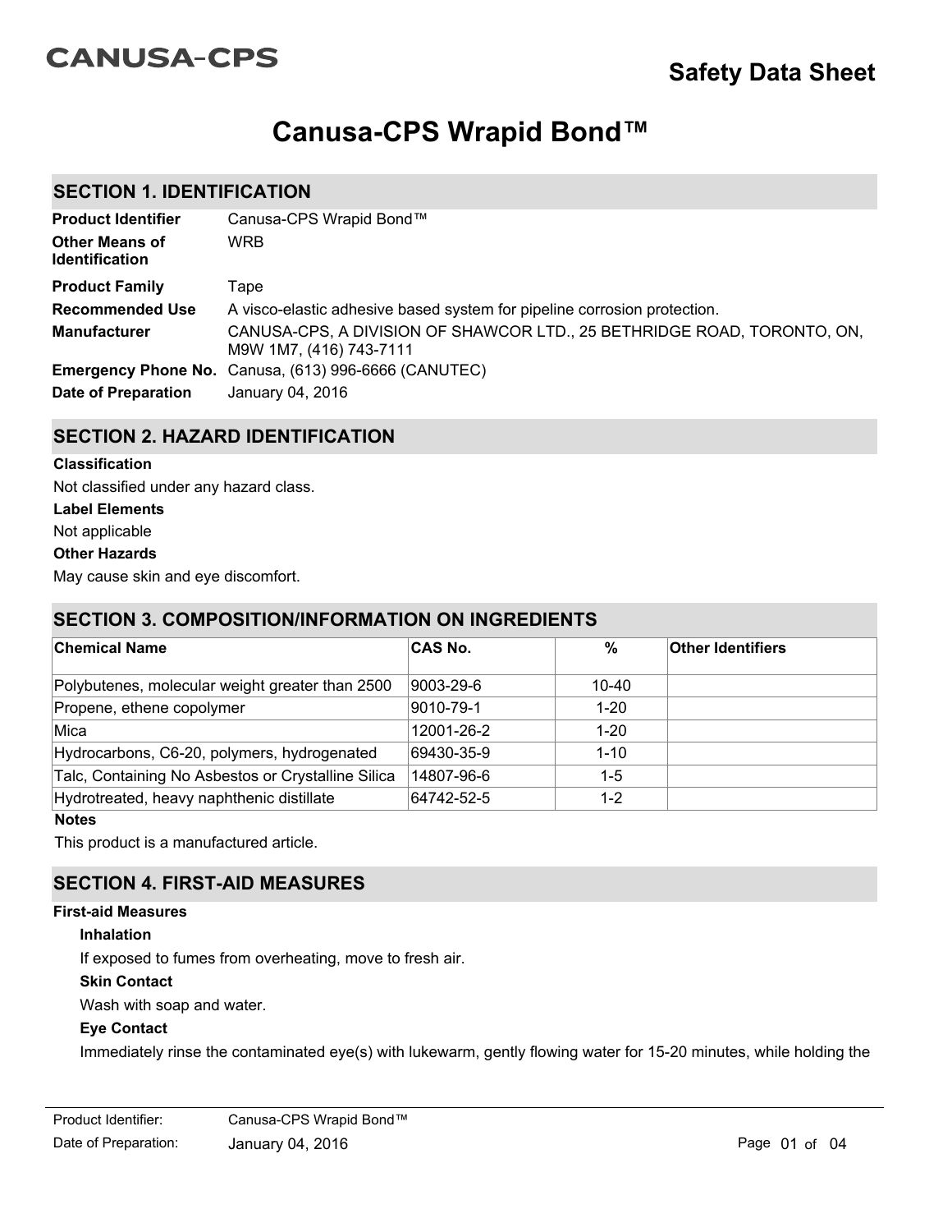CANUSA-CPS

# Safety Data Sheet

# Canusa-CPS Wrapid Bond™

## SECTION 1. IDENTIFICATION

| | |
|---|---|
| **Product Identifier** | Canusa-CPS Wrapid Bond™ |
| **Other Means of Identification** | WRB |
| **Product Family** | Tape |
| **Recommended Use** | A visco-elastic adhesive based system for pipeline corrosion protection. |
| **Manufacturer** | CANUSA-CPS, A DIVISION OF SHAWCOR LTD., 25 BETHRIDGE ROAD, TORONTO, ON, M9W 1M7, (416) 743-7111 |
| **Emergency Phone No.** | Canusa, (613) 996-6666 (CANUTEC) |
| **Date of Preparation** | January 04, 2016 |

## SECTION 2. HAZARD IDENTIFICATION

**Classification**

Not classified under any hazard class.

**Label Elements**

Not applicable

**Other Hazards**

May cause skin and eye discomfort.

## SECTION 3. COMPOSITION/INFORMATION ON INGREDIENTS

| Chemical Name | CAS No. | % | Other Identifiers |
|---|---|---|---|
| Polybutenes, molecular weight greater than 2500 | 9003-29-6 | 10-40 | |
| Propene, ethene copolymer | 9010-79-1 | 1-20 | |
| Mica | 12001-26-2 | 1-20 | |
| Hydrocarbons, C6-20, polymers, hydrogenated | 69430-35-9 | 1-10 | |
| Talc, Containing No Asbestos or Crystalline Silica | 14807-96-6 | 1-5 | |
| Hydrotreated, heavy naphthenic distillate | 64742-52-5 | 1-2 | |

**Notes**

This product is a manufactured article.

## SECTION 4. FIRST-AID MEASURES

**First-aid Measures**

**Inhalation**

If exposed to fumes from overheating, move to fresh air.

**Skin Contact**

Wash with soap and water.

**Eye Contact**

Immediately rinse the contaminated eye(s) with lukewarm, gently flowing water for 15-20 minutes, while holding the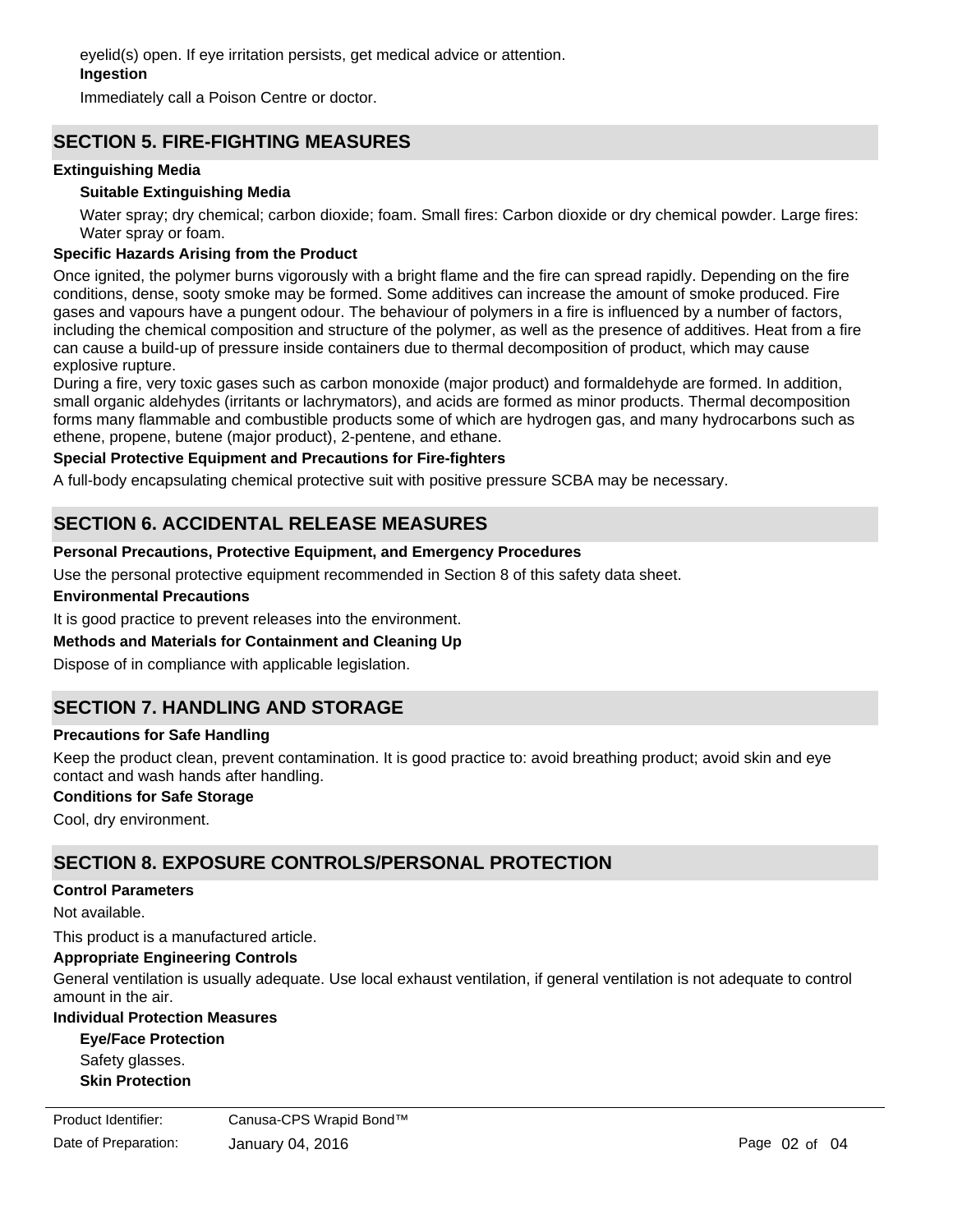eyelid(s) open. If eye irritation persists, get medical advice or attention.

**Ingestion**

Immediately call a Poison Centre or doctor.

## SECTION 5. FIRE-FIGHTING MEASURES

**Extinguishing Media**

**Suitable Extinguishing Media**

Water spray; dry chemical; carbon dioxide; foam. Small fires: Carbon dioxide or dry chemical powder. Large fires: Water spray or foam.

**Specific Hazards Arising from the Product**

Once ignited, the polymer burns vigorously with a bright flame and the fire can spread rapidly. Depending on the fire conditions, dense, sooty smoke may be formed. Some additives can increase the amount of smoke produced. Fire gases and vapours have a pungent odour. The behaviour of polymers in a fire is influenced by a number of factors, including the chemical composition and structure of the polymer, as well as the presence of additives. Heat from a fire can cause a build-up of pressure inside containers due to thermal decomposition of product, which may cause explosive rupture.

During a fire, very toxic gases such as carbon monoxide (major product) and formaldehyde are formed. In addition, small organic aldehydes (irritants or lachrymators), and acids are formed as minor products. Thermal decomposition forms many flammable and combustible products some of which are hydrogen gas, and many hydrocarbons such as ethene, propene, butene (major product), 2-pentene, and ethane.

**Special Protective Equipment and Precautions for Fire-fighters**

A full-body encapsulating chemical protective suit with positive pressure SCBA may be necessary.

## SECTION 6. ACCIDENTAL RELEASE MEASURES

**Personal Precautions, Protective Equipment, and Emergency Procedures**

Use the personal protective equipment recommended in Section 8 of this safety data sheet.

**Environmental Precautions**

It is good practice to prevent releases into the environment.

**Methods and Materials for Containment and Cleaning Up**

Dispose of in compliance with applicable legislation.

## SECTION 7. HANDLING AND STORAGE

**Precautions for Safe Handling**

Keep the product clean, prevent contamination. It is good practice to: avoid breathing product; avoid skin and eye contact and wash hands after handling.

**Conditions for Safe Storage**

Cool, dry environment.

## SECTION 8. EXPOSURE CONTROLS/PERSONAL PROTECTION

**Control Parameters**

Not available.

This product is a manufactured article.

**Appropriate Engineering Controls**

General ventilation is usually adequate. Use local exhaust ventilation, if general ventilation is not adequate to control amount in the air.

**Individual Protection Measures**

**Eye/Face Protection**

Safety glasses.

**Skin Protection**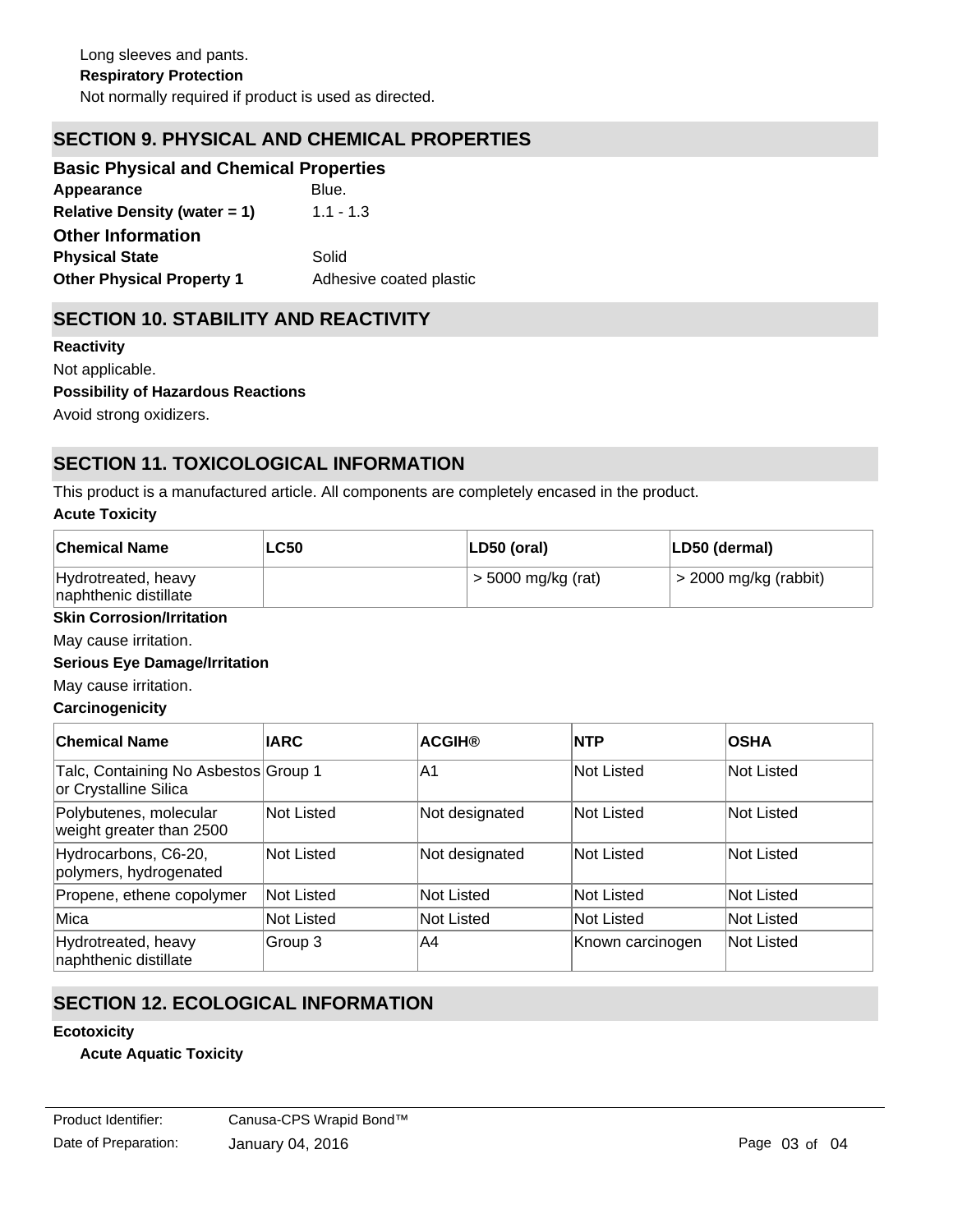Long sleeves and pants.

**Respiratory Protection**

Not normally required if product is used as directed.

## SECTION 9. PHYSICAL AND CHEMICAL PROPERTIES

### Basic Physical and Chemical Properties

**Appearance** Blue.

**Relative Density (water = 1)** 1.1 - 1.3

### Other Information

**Physical State** Solid

**Other Physical Property 1** Adhesive coated plastic

## SECTION 10. STABILITY AND REACTIVITY

**Reactivity**

Not applicable.

**Possibility of Hazardous Reactions**

Avoid strong oxidizers.

## SECTION 11. TOXICOLOGICAL INFORMATION

This product is a manufactured article. All components are completely encased in the product.

**Acute Toxicity**

| Chemical Name | LC50 | LD50 (oral) | LD50 (dermal) |
|---|---|---|---|
| Hydrotreated, heavy naphthenic distillate | | > 5000 mg/kg (rat) | > 2000 mg/kg (rabbit) |

**Skin Corrosion/Irritation**

May cause irritation.

**Serious Eye Damage/Irritation**

May cause irritation.

**Carcinogenicity**

| Chemical Name | IARC | ACGIH® | NTP | OSHA |
|---|---|---|---|---|
| Talc, Containing No Asbestos or Crystalline Silica | Group 1 | A1 | Not Listed | Not Listed |
| Polybutenes, molecular weight greater than 2500 | Not Listed | Not designated | Not Listed | Not Listed |
| Hydrocarbons, C6-20, polymers, hydrogenated | Not Listed | Not designated | Not Listed | Not Listed |
| Propene, ethene copolymer | Not Listed | Not Listed | Not Listed | Not Listed |
| Mica | Not Listed | Not Listed | Not Listed | Not Listed |
| Hydrotreated, heavy naphthenic distillate | Group 3 | A4 | Known carcinogen | Not Listed |

## SECTION 12. ECOLOGICAL INFORMATION

**Ecotoxicity**

**Acute Aquatic Toxicity**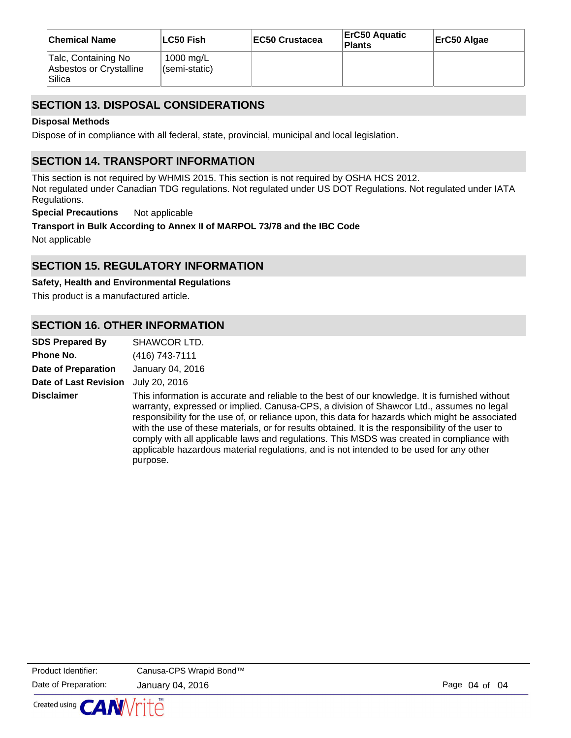| Chemical Name | LC50 Fish | EC50 Crustacea | ErC50 Aquatic Plants | ErC50 Algae |
| --- | --- | --- | --- | --- |
| Talc, Containing No Asbestos or Crystalline Silica | 1000 mg/L (semi-static) | | | |

## SECTION 13. DISPOSAL CONSIDERATIONS

**Disposal Methods**

Dispose of in compliance with all federal, state, provincial, municipal and local legislation.

## SECTION 14. TRANSPORT INFORMATION

This section is not required by WHMIS 2015. This section is not required by OSHA HCS 2012.
Not regulated under Canadian TDG regulations. Not regulated under US DOT Regulations. Not regulated under IATA Regulations.

**Special Precautions** Not applicable

**Transport in Bulk According to Annex II of MARPOL 73/78 and the IBC Code**

Not applicable

## SECTION 15. REGULATORY INFORMATION

**Safety, Health and Environmental Regulations**

This product is a manufactured article.

## SECTION 16. OTHER INFORMATION

**SDS Prepared By** SHAWCOR LTD.

**Phone No.** (416) 743-7111

**Date of Preparation** January 04, 2016

**Date of Last Revision** July 20, 2016

**Disclaimer** This information is accurate and reliable to the best of our knowledge. It is furnished without warranty, expressed or implied. Canusa-CPS, a division of Shawcor Ltd., assumes no legal responsibility for the use of, or reliance upon, this data for hazards which might be associated with the use of these materials, or for results obtained. It is the responsibility of the user to comply with all applicable laws and regulations. This MSDS was created in compliance with applicable hazardous material regulations, and is not intended to be used for any other purpose.